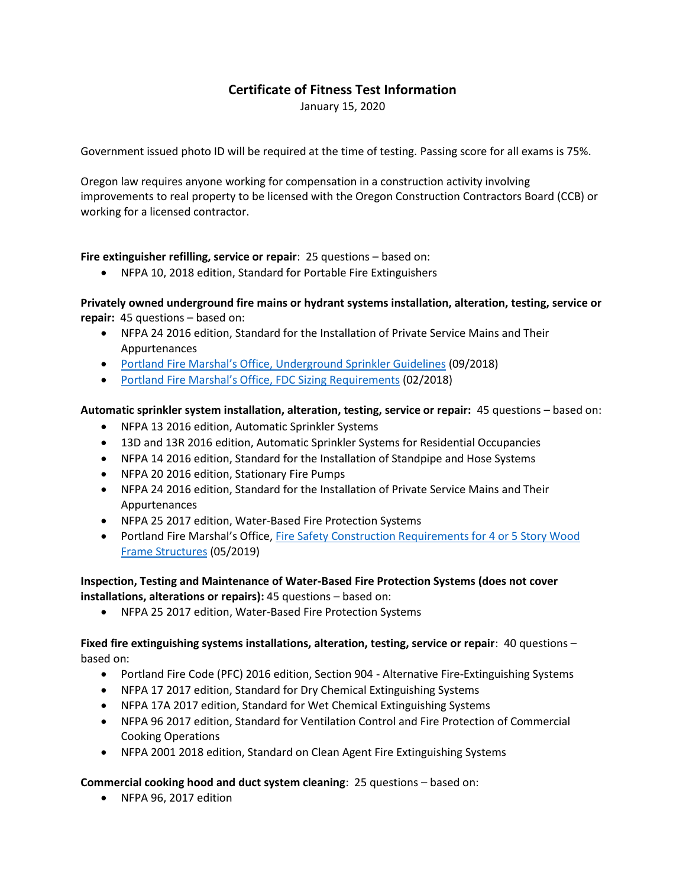# Certificate of Fitness Test Information

January 15, 2020

Government issued photo ID will be required at the time of testing. Passing score for all exams is 75%.

Oregon law requires anyone working for compensation in a construction activity involving improvements to real property to be licensed with the Oregon Construction Contractors Board (CCB) or working for a licensed contractor.

**Fire extinguisher refilling, service or repair**: 25 questions – based on:

- NFPA 10, 2018 edition, Standard for Portable Fire Extinguishers

**Privately owned underground fire mains or hydrant systems installation, alteration, testing, service or repair:** 45 questions – based on:

- NFPA 24 2016 edition, Standard for the Installation of Private Service Mains and Their Appurtenances
- Portland Fire Marshal's Office, Underground Sprinkler Guidelines (09/2018)
- Portland Fire Marshal's Office, FDC Sizing Requirements (02/2018)

**Automatic sprinkler system installation, alteration, testing, service or repair:** 45 questions – based on:

- NFPA 13 2016 edition, Automatic Sprinkler Systems
- 13D and 13R 2016 edition, Automatic Sprinkler Systems for Residential Occupancies
- NFPA 14 2016 edition, Standard for the Installation of Standpipe and Hose Systems
- NFPA 20 2016 edition, Stationary Fire Pumps
- NFPA 24 2016 edition, Standard for the Installation of Private Service Mains and Their Appurtenances
- NFPA 25 2017 edition, Water-Based Fire Protection Systems
- Portland Fire Marshal's Office, Fire Safety Construction Requirements for 4 or 5 Story Wood Frame Structures (05/2019)

**Inspection, Testing and Maintenance of Water-Based Fire Protection Systems (does not cover installations, alterations or repairs):** 45 questions – based on:

- NFPA 25 2017 edition, Water-Based Fire Protection Systems

**Fixed fire extinguishing systems installations, alteration, testing, service or repair**: 40 questions – based on:

- Portland Fire Code (PFC) 2016 edition, Section 904 - Alternative Fire-Extinguishing Systems
- NFPA 17 2017 edition, Standard for Dry Chemical Extinguishing Systems
- NFPA 17A 2017 edition, Standard for Wet Chemical Extinguishing Systems
- NFPA 96 2017 edition, Standard for Ventilation Control and Fire Protection of Commercial Cooking Operations
- NFPA 2001 2018 edition, Standard on Clean Agent Fire Extinguishing Systems

**Commercial cooking hood and duct system cleaning**: 25 questions – based on:

- NFPA 96, 2017 edition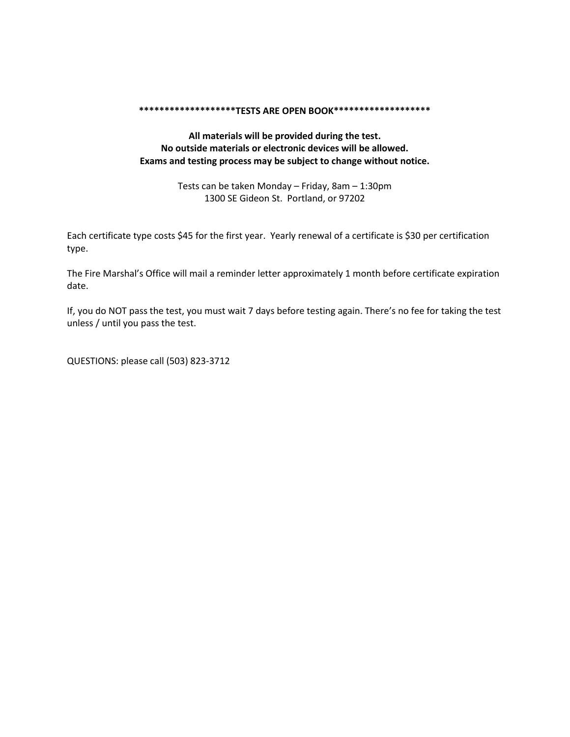**\*\*\*\*\*\*\*\*\*\*\*\*\*\*\*\*\*\*TESTS ARE OPEN BOOK\*\*\*\*\*\*\*\*\*\*\*\*\*\*\*\*\*\*\***

**All materials will be provided during the test.**
**No outside materials or electronic devices will be allowed.**
**Exams and testing process may be subject to change without notice.**

Tests can be taken Monday – Friday, 8am – 1:30pm
1300 SE Gideon St. Portland, or 97202

Each certificate type costs $45 for the first year. Yearly renewal of a certificate is $30 per certification type.

The Fire Marshal's Office will mail a reminder letter approximately 1 month before certificate expiration date.

If, you do NOT pass the test, you must wait 7 days before testing again. There's no fee for taking the test unless / until you pass the test.

QUESTIONS: please call (503) 823-3712